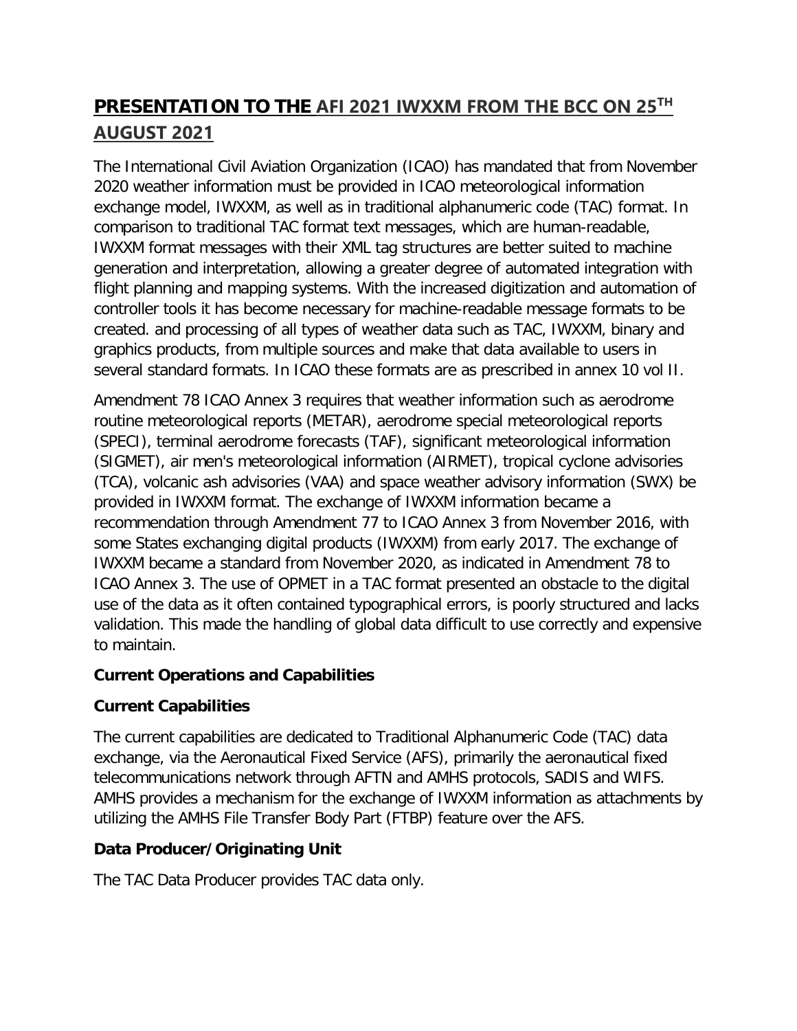# PRESENTATION TO THE AFI 2021 IWXXM FROM THE BCC ON 25TH AUGUST 2021

The International Civil Aviation Organization (ICAO) has mandated that from November 2020 weather information must be provided in ICAO meteorological information exchange model, IWXXM, as well as in traditional alphanumeric code (TAC) format. In comparison to traditional TAC format text messages, which are human-readable, IWXXM format messages with their XML tag structures are better suited to machine generation and interpretation, allowing a greater degree of automated integration with flight planning and mapping systems. With the increased digitization and automation of controller tools it has become necessary for machine-readable message formats to be created. and processing of all types of weather data such as TAC, IWXXM, binary and graphics products, from multiple sources and make that data available to users in several standard formats. In ICAO these formats are as prescribed in annex 10 vol II.

Amendment 78 ICAO Annex 3 requires that weather information such as aerodrome routine meteorological reports (METAR), aerodrome special meteorological reports (SPECI), terminal aerodrome forecasts (TAF), significant meteorological information (SIGMET), air men's meteorological information (AIRMET), tropical cyclone advisories (TCA), volcanic ash advisories (VAA) and space weather advisory information (SWX) be provided in IWXXM format. The exchange of IWXXM information became a recommendation through Amendment 77 to ICAO Annex 3 from November 2016, with some States exchanging digital products (IWXXM) from early 2017. The exchange of IWXXM became a standard from November 2020, as indicated in Amendment 78 to ICAO Annex 3. The use of OPMET in a TAC format presented an obstacle to the digital use of the data as it often contained typographical errors, is poorly structured and lacks validation. This made the handling of global data difficult to use correctly and expensive to maintain.

**Current Operations and Capabilities**

**Current Capabilities**

The current capabilities are dedicated to Traditional Alphanumeric Code (TAC) data exchange, via the Aeronautical Fixed Service (AFS), primarily the aeronautical fixed telecommunications network through AFTN and AMHS protocols, SADIS and WIFS. AMHS provides a mechanism for the exchange of IWXXM information as attachments by utilizing the AMHS File Transfer Body Part (FTBP) feature over the AFS.

**Data Producer/Originating Unit**

The TAC Data Producer provides TAC data only.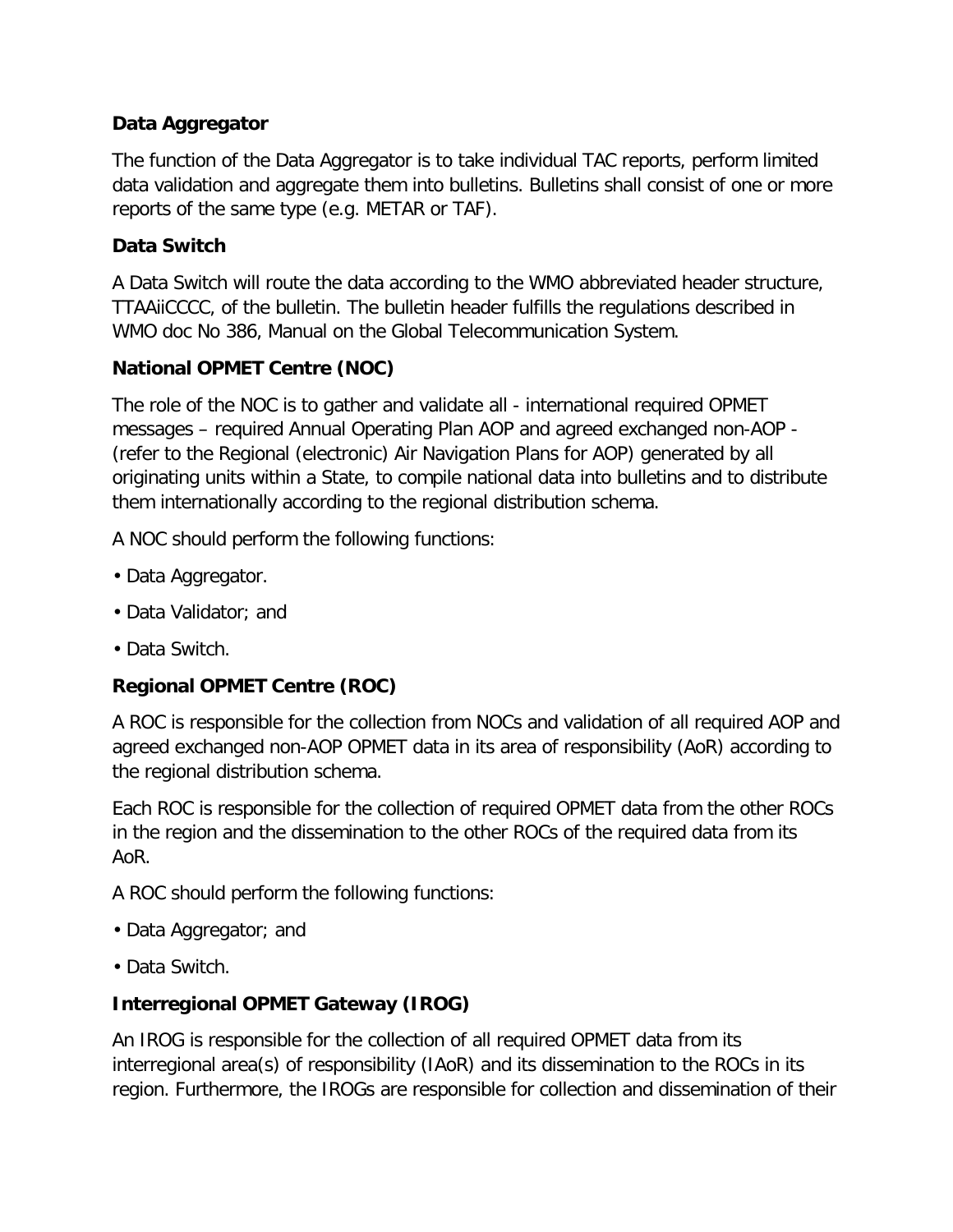**Data Aggregator**

The function of the Data Aggregator is to take individual TAC reports, perform limited data validation and aggregate them into bulletins. Bulletins shall consist of one or more reports of the same type (e.g. METAR or TAF).

**Data Switch**

A Data Switch will route the data according to the WMO abbreviated header structure, TTAAiiCCCC, of the bulletin. The bulletin header fulfills the regulations described in WMO doc No 386, Manual on the Global Telecommunication System.

**National OPMET Centre (NOC)**

The role of the NOC is to gather and validate all - international required OPMET messages – required Annual Operating Plan AOP and agreed exchanged non-AOP - (refer to the Regional (electronic) Air Navigation Plans for AOP) generated by all originating units within a State, to compile national data into bulletins and to distribute them internationally according to the regional distribution schema.

A NOC should perform the following functions:

- Data Aggregator.
- Data Validator; and
- Data Switch.

**Regional OPMET Centre (ROC)**

A ROC is responsible for the collection from NOCs and validation of all required AOP and agreed exchanged non-AOP OPMET data in its area of responsibility (AoR) according to the regional distribution schema.

Each ROC is responsible for the collection of required OPMET data from the other ROCs in the region and the dissemination to the other ROCs of the required data from its AoR.

A ROC should perform the following functions:

- Data Aggregator; and
- Data Switch.

**Interregional OPMET Gateway (IROG)**

An IROG is responsible for the collection of all required OPMET data from its interregional area(s) of responsibility (IAoR) and its dissemination to the ROCs in its region. Furthermore, the IROGs are responsible for collection and dissemination of their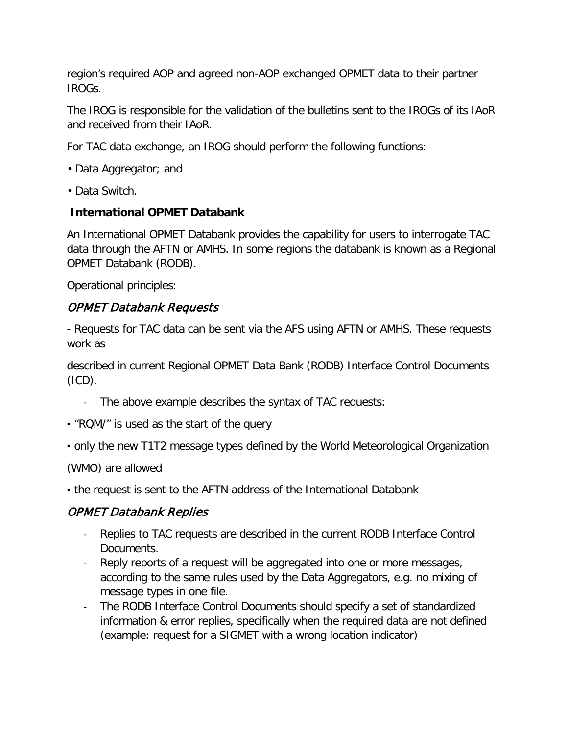region's required AOP and agreed non-AOP exchanged OPMET data to their partner IROGs.

The IROG is responsible for the validation of the bulletins sent to the IROGs of its IAoR and received from their IAoR.

For TAC data exchange, an IROG should perform the following functions:

- Data Aggregator; and
- Data Switch.

### International OPMET Databank

An International OPMET Databank provides the capability for users to interrogate TAC data through the AFTN or AMHS. In some regions the databank is known as a Regional OPMET Databank (RODB).

Operational principles:

#### *OPMET Databank Requests*

- Requests for TAC data can be sent via the AFS using AFTN or AMHS. These requests work as

described in current Regional OPMET Data Bank (RODB) Interface Control Documents (ICD).

- The above example describes the syntax of TAC requests:

▪ "RQM/" is used as the start of the query

▪ only the new T1T2 message types defined by the World Meteorological Organization

(WMO) are allowed

▪ the request is sent to the AFTN address of the International Databank

#### *OPMET Databank Replies*

- Replies to TAC requests are described in the current RODB Interface Control Documents.
- Reply reports of a request will be aggregated into one or more messages, according to the same rules used by the Data Aggregators, e.g. no mixing of message types in one file.
- The RODB Interface Control Documents should specify a set of standardized information & error replies, specifically when the required data are not defined (example: request for a SIGMET with a wrong location indicator)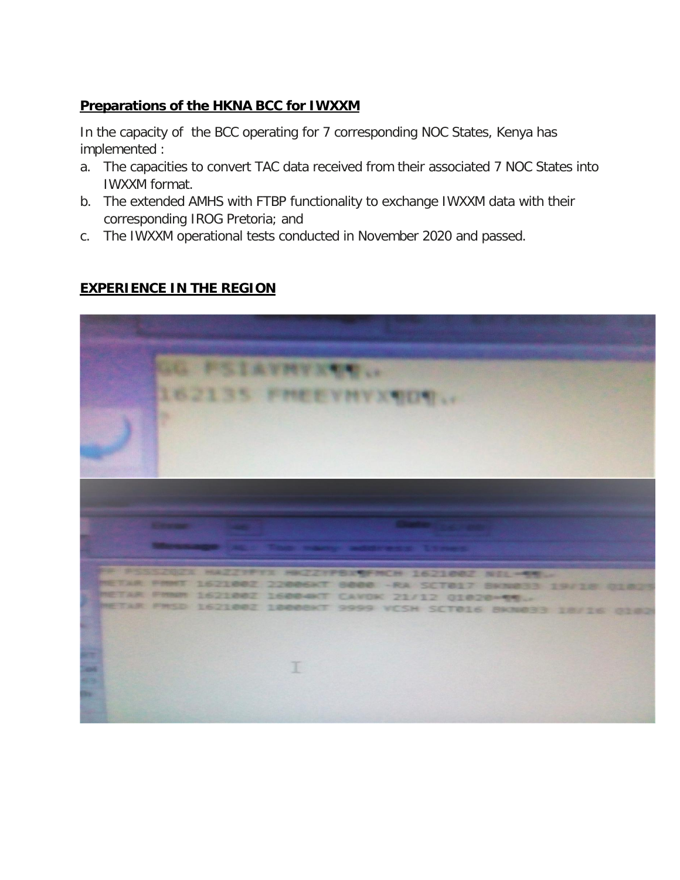**Preparations of the HKNA BCC for IWXXM**

In the capacity of the BCC operating for 7 corresponding NOC States, Kenya has implemented :

a. The capacities to convert TAC data received from their associated 7 NOC States into IWXXM format.
b. The extended AMHS with FTBP functionality to exchange IWXXM data with their corresponding IROG Pretoria; and
c. The IWXXM operational tests conducted in November 2020 and passed.

**EXPERIENCE IN THE REGION**